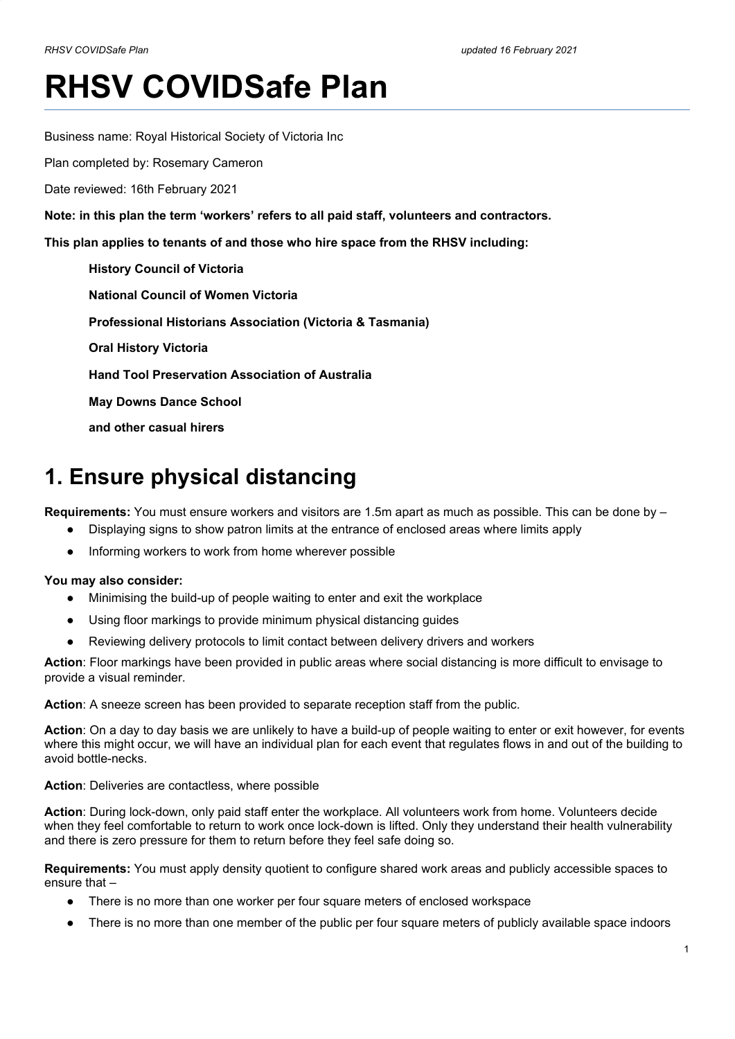# RHSV COVIDSafe Plan

Business name: Royal Historical Society of Victoria Inc

Plan completed by: Rosemary Cameron

Date reviewed: 16th February 2021

**Note: in this plan the term 'workers' refers to all paid staff, volunteers and contractors.**

**This plan applies to tenants of and those who hire space from the RHSV including:**

> **History Council of Victoria**
>
> **National Council of Women Victoria**
>
> **Professional Historians Association (Victoria & Tasmania)**
>
> **Oral History Victoria**
>
> **Hand Tool Preservation Association of Australia**
>
> **May Downs Dance School**
>
> **and other casual hirers**

## 1. Ensure physical distancing

**Requirements:** You must ensure workers and visitors are 1.5m apart as much as possible. This can be done by –

- Displaying signs to show patron limits at the entrance of enclosed areas where limits apply
- Informing workers to work from home wherever possible

**You may also consider:**

- Minimising the build-up of people waiting to enter and exit the workplace
- Using floor markings to provide minimum physical distancing guides
- Reviewing delivery protocols to limit contact between delivery drivers and workers

**Action**: Floor markings have been provided in public areas where social distancing is more difficult to envisage to provide a visual reminder.

**Action**: A sneeze screen has been provided to separate reception staff from the public.

**Action**: On a day to day basis we are unlikely to have a build-up of people waiting to enter or exit however, for events where this might occur, we will have an individual plan for each event that regulates flows in and out of the building to avoid bottle-necks.

**Action**: Deliveries are contactless, where possible

**Action**: During lock-down, only paid staff enter the workplace. All volunteers work from home. Volunteers decide when they feel comfortable to return to work once lock-down is lifted. Only they understand their health vulnerability and there is zero pressure for them to return before they feel safe doing so.

**Requirements:** You must apply density quotient to configure shared work areas and publicly accessible spaces to ensure that –

- There is no more than one worker per four square meters of enclosed workspace
- There is no more than one member of the public per four square meters of publicly available space indoors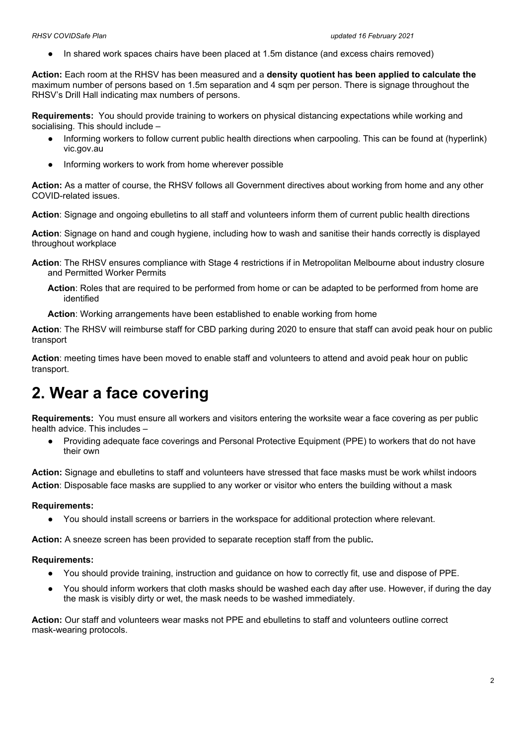- In shared work spaces chairs have been placed at 1.5m distance (and excess chairs removed)

**Action:** Each room at the RHSV has been measured and a **density quotient has been applied to calculate the** maximum number of persons based on 1.5m separation and 4 sqm per person. There is signage throughout the RHSV's Drill Hall indicating max numbers of persons.

**Requirements:** You should provide training to workers on physical distancing expectations while working and socialising. This should include –

- Informing workers to follow current public health directions when carpooling. This can be found at (hyperlink) vic.gov.au
- Informing workers to work from home wherever possible

**Action:** As a matter of course, the RHSV follows all Government directives about working from home and any other COVID-related issues.

**Action**: Signage and ongoing ebulletins to all staff and volunteers inform them of current public health directions

**Action**: Signage on hand and cough hygiene, including how to wash and sanitise their hands correctly is displayed throughout workplace

**Action**: The RHSV ensures compliance with Stage 4 restrictions if in Metropolitan Melbourne about industry closure and Permitted Worker Permits

**Action**: Roles that are required to be performed from home or can be adapted to be performed from home are identified

**Action**: Working arrangements have been established to enable working from home

**Action**: The RHSV will reimburse staff for CBD parking during 2020 to ensure that staff can avoid peak hour on public transport

**Action**: meeting times have been moved to enable staff and volunteers to attend and avoid peak hour on public transport.

# 2. Wear a face covering

**Requirements:** You must ensure all workers and visitors entering the worksite wear a face covering as per public health advice. This includes –

- Providing adequate face coverings and Personal Protective Equipment (PPE) to workers that do not have their own

**Action:** Signage and ebulletins to staff and volunteers have stressed that face masks must be work whilst indoors

**Action**: Disposable face masks are supplied to any worker or visitor who enters the building without a mask

**Requirements:**

- You should install screens or barriers in the workspace for additional protection where relevant.

**Action:** A sneeze screen has been provided to separate reception staff from the public**.**

**Requirements:**

- You should provide training, instruction and guidance on how to correctly fit, use and dispose of PPE.
- You should inform workers that cloth masks should be washed each day after use. However, if during the day the mask is visibly dirty or wet, the mask needs to be washed immediately.

**Action:** Our staff and volunteers wear masks not PPE and ebulletins to staff and volunteers outline correct mask-wearing protocols.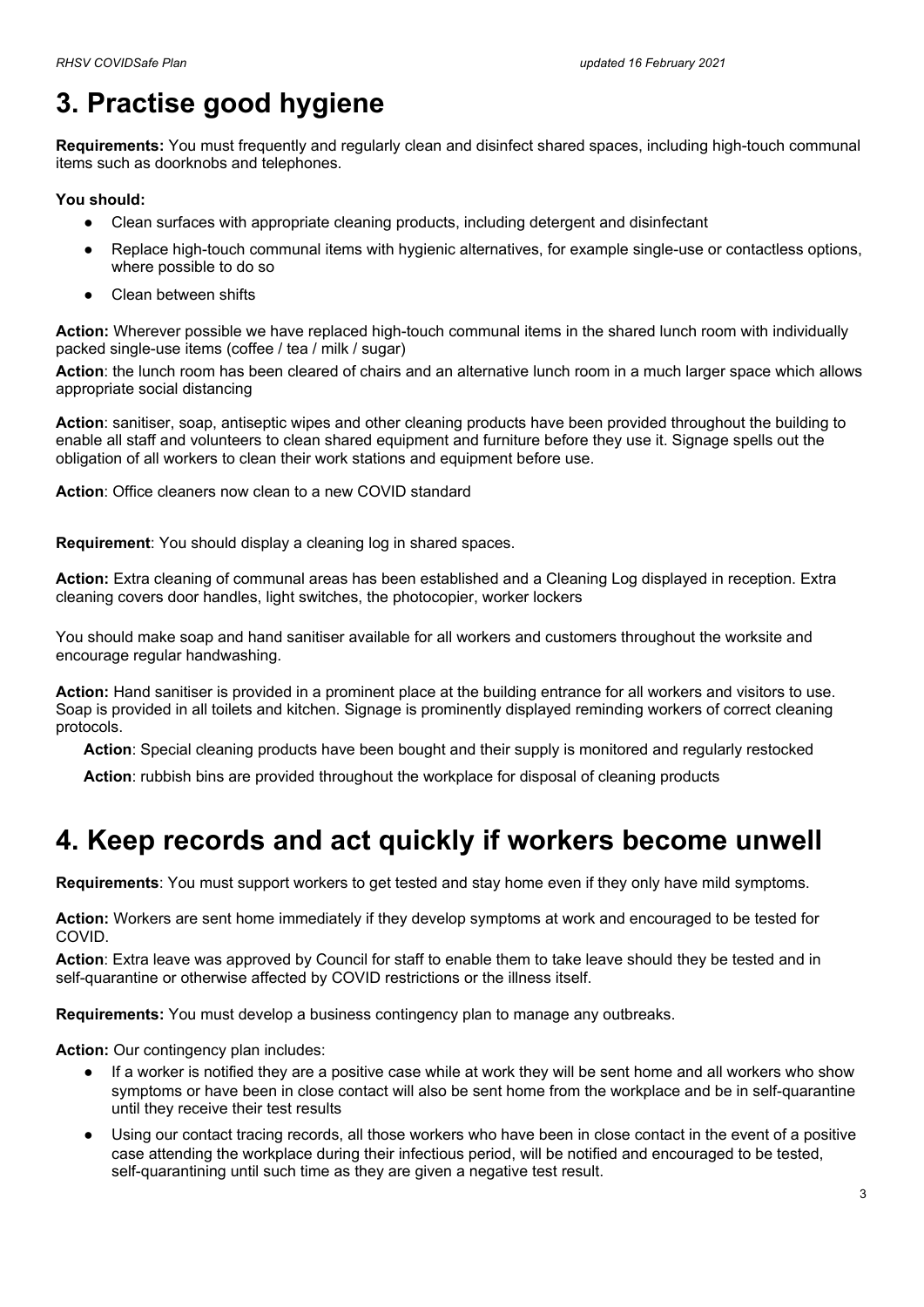# 3. Practise good hygiene

**Requirements:** You must frequently and regularly clean and disinfect shared spaces, including high-touch communal items such as doorknobs and telephones.

**You should:**

- Clean surfaces with appropriate cleaning products, including detergent and disinfectant
- Replace high-touch communal items with hygienic alternatives, for example single-use or contactless options, where possible to do so
- Clean between shifts

**Action:** Wherever possible we have replaced high-touch communal items in the shared lunch room with individually packed single-use items (coffee / tea / milk / sugar)

**Action**: the lunch room has been cleared of chairs and an alternative lunch room in a much larger space which allows appropriate social distancing

**Action**: sanitiser, soap, antiseptic wipes and other cleaning products have been provided throughout the building to enable all staff and volunteers to clean shared equipment and furniture before they use it. Signage spells out the obligation of all workers to clean their work stations and equipment before use.

**Action**: Office cleaners now clean to a new COVID standard

**Requirement**: You should display a cleaning log in shared spaces.

**Action:** Extra cleaning of communal areas has been established and a Cleaning Log displayed in reception. Extra cleaning covers door handles, light switches, the photocopier, worker lockers

You should make soap and hand sanitiser available for all workers and customers throughout the worksite and encourage regular handwashing.

**Action:** Hand sanitiser is provided in a prominent place at the building entrance for all workers and visitors to use. Soap is provided in all toilets and kitchen. Signage is prominently displayed reminding workers of correct cleaning protocols.

**Action**: Special cleaning products have been bought and their supply is monitored and regularly restocked

**Action**: rubbish bins are provided throughout the workplace for disposal of cleaning products

# 4. Keep records and act quickly if workers become unwell

**Requirements**: You must support workers to get tested and stay home even if they only have mild symptoms.

**Action:** Workers are sent home immediately if they develop symptoms at work and encouraged to be tested for COVID.

**Action**: Extra leave was approved by Council for staff to enable them to take leave should they be tested and in self-quarantine or otherwise affected by COVID restrictions or the illness itself.

**Requirements:** You must develop a business contingency plan to manage any outbreaks.

**Action:** Our contingency plan includes:

- If a worker is notified they are a positive case while at work they will be sent home and all workers who show symptoms or have been in close contact will also be sent home from the workplace and be in self-quarantine until they receive their test results
- Using our contact tracing records, all those workers who have been in close contact in the event of a positive case attending the workplace during their infectious period, will be notified and encouraged to be tested, self-quarantining until such time as they are given a negative test result.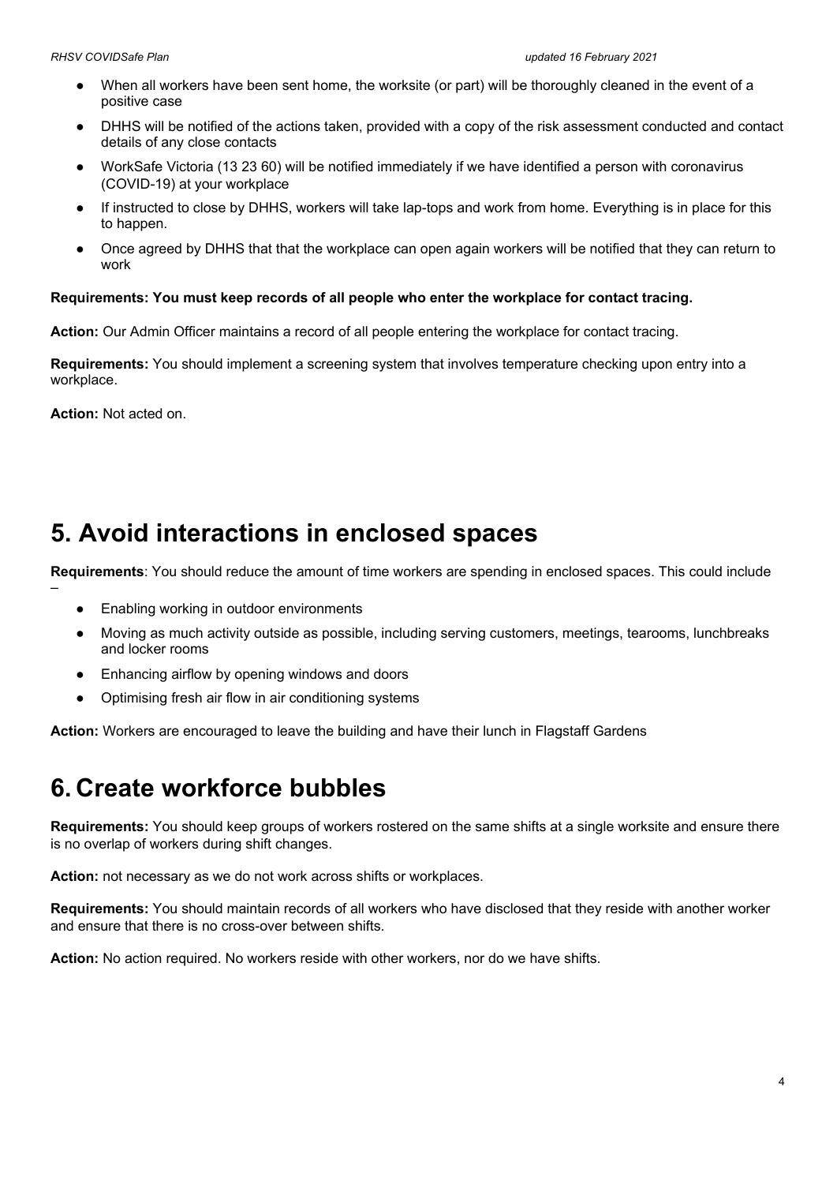- When all workers have been sent home, the worksite (or part) will be thoroughly cleaned in the event of a positive case
- DHHS will be notified of the actions taken, provided with a copy of the risk assessment conducted and contact details of any close contacts
- WorkSafe Victoria (13 23 60) will be notified immediately if we have identified a person with coronavirus (COVID-19) at your workplace
- If instructed to close by DHHS, workers will take lap-tops and work from home. Everything is in place for this to happen.
- Once agreed by DHHS that that the workplace can open again workers will be notified that they can return to work

**Requirements: You must keep records of all people who enter the workplace for contact tracing.**

**Action:** Our Admin Officer maintains a record of all people entering the workplace for contact tracing.

**Requirements:** You should implement a screening system that involves temperature checking upon entry into a workplace.

**Action:** Not acted on.

# 5. Avoid interactions in enclosed spaces

**Requirements**: You should reduce the amount of time workers are spending in enclosed spaces. This could include –

- Enabling working in outdoor environments
- Moving as much activity outside as possible, including serving customers, meetings, tearooms, lunchbreaks and locker rooms
- Enhancing airflow by opening windows and doors
- Optimising fresh air flow in air conditioning systems

**Action:** Workers are encouraged to leave the building and have their lunch in Flagstaff Gardens

# 6. Create workforce bubbles

**Requirements:** You should keep groups of workers rostered on the same shifts at a single worksite and ensure there is no overlap of workers during shift changes.

**Action:** not necessary as we do not work across shifts or workplaces.

**Requirements:** You should maintain records of all workers who have disclosed that they reside with another worker and ensure that there is no cross-over between shifts.

**Action:** No action required. No workers reside with other workers, nor do we have shifts.